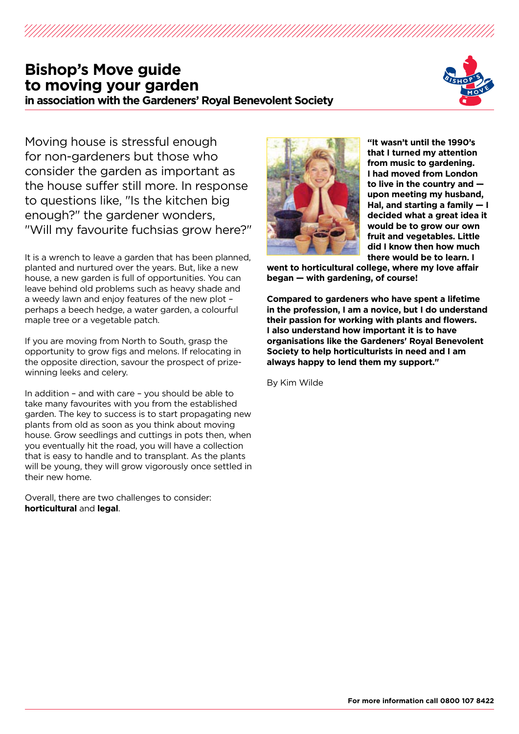# Bishop's Move guide to moving your garden

**in association with the Gardeners' Royal Benevolent Society**

Moving house is stressful enough for non-gardeners but those who consider the garden as important as the house suffer still more. In response to questions like, "Is the kitchen big enough?" the gardener wonders, "Will my favourite fuchsias grow here?"

It is a wrench to leave a garden that has been planned, planted and nurtured over the years. But, like a new house, a new garden is full of opportunities. You can leave behind old problems such as heavy shade and a weedy lawn and enjoy features of the new plot – perhaps a beech hedge, a water garden, a colourful maple tree or a vegetable patch.

If you are moving from North to South, grasp the opportunity to grow figs and melons. If relocating in the opposite direction, savour the prospect of prize-winning leeks and celery.

In addition – and with care – you should be able to take many favourites with you from the established garden. The key to success is to start propagating new plants from old as soon as you think about moving house. Grow seedlings and cuttings in pots then, when you eventually hit the road, you will have a collection that is easy to handle and to transplant. As the plants will be young, they will grow vigorously once settled in their new home.

Overall, there are two challenges to consider: **horticultural** and **legal**.

**"It wasn't until the 1990's that I turned my attention from music to gardening. I had moved from London to live in the country and — upon meeting my husband, Hal, and starting a family — I decided what a great idea it would be to grow our own fruit and vegetables. Little did I know then how much there would be to learn. I went to horticultural college, where my love affair began — with gardening, of course!**

**Compared to gardeners who have spent a lifetime in the profession, I am a novice, but I do understand their passion for working with plants and flowers. I also understand how important it is to have organisations like the Gardeners' Royal Benevolent Society to help horticulturists in need and I am always happy to lend them my support."**

By Kim Wilde

**For more information call 0800 107 8422**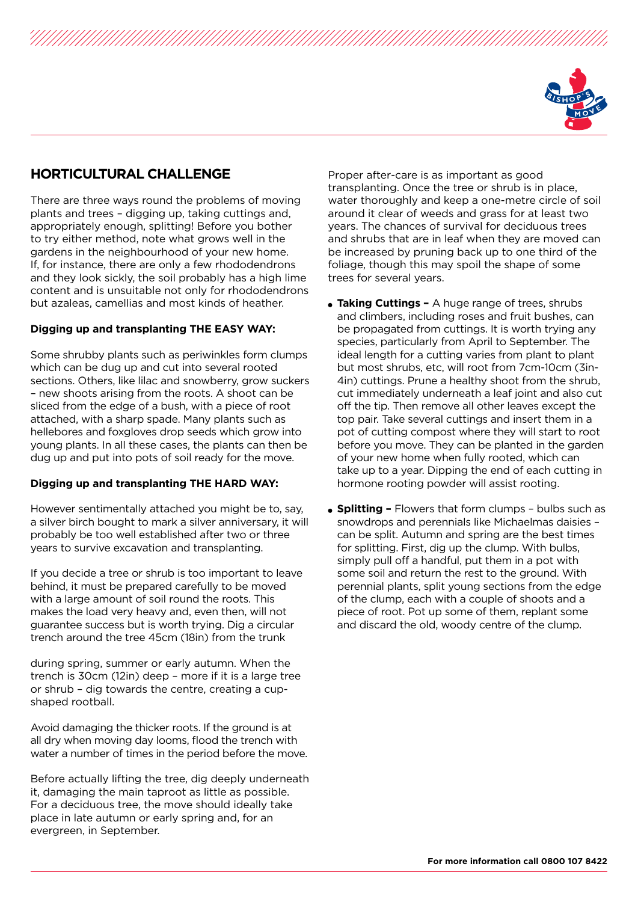## HORTICULTURAL CHALLENGE

There are three ways round the problems of moving plants and trees – digging up, taking cuttings and, appropriately enough, splitting! Before you bother to try either method, note what grows well in the gardens in the neighbourhood of your new home. If, for instance, there are only a few rhododendrons and they look sickly, the soil probably has a high lime content and is unsuitable not only for rhododendrons but azaleas, camellias and most kinds of heather.

**Digging up and transplanting THE EASY WAY:**

Some shrubby plants such as periwinkles form clumps which can be dug up and cut into several rooted sections. Others, like lilac and snowberry, grow suckers – new shoots arising from the roots. A shoot can be sliced from the edge of a bush, with a piece of root attached, with a sharp spade. Many plants such as hellebores and foxgloves drop seeds which grow into young plants. In all these cases, the plants can then be dug up and put into pots of soil ready for the move.

**Digging up and transplanting THE HARD WAY:**

However sentimentally attached you might be to, say, a silver birch bought to mark a silver anniversary, it will probably be too well established after two or three years to survive excavation and transplanting.

If you decide a tree or shrub is too important to leave behind, it must be prepared carefully to be moved with a large amount of soil round the roots. This makes the load very heavy and, even then, will not guarantee success but is worth trying. Dig a circular trench around the tree 45cm (18in) from the trunk during spring, summer or early autumn. When the trench is 30cm (12in) deep – more if it is a large tree or shrub – dig towards the centre, creating a cup-shaped rootball.

Avoid damaging the thicker roots. If the ground is at all dry when moving day looms, flood the trench with water a number of times in the period before the move.

Before actually lifting the tree, dig deeply underneath it, damaging the main taproot as little as possible. For a deciduous tree, the move should ideally take place in late autumn or early spring and, for an evergreen, in September.

Proper after-care is as important as good transplanting. Once the tree or shrub is in place, water thoroughly and keep a one-metre circle of soil around it clear of weeds and grass for at least two years. The chances of survival for deciduous trees and shrubs that are in leaf when they are moved can be increased by pruning back up to one third of the foliage, though this may spoil the shape of some trees for several years.

- **Taking Cuttings –** A huge range of trees, shrubs and climbers, including roses and fruit bushes, can be propagated from cuttings. It is worth trying any species, particularly from April to September. The ideal length for a cutting varies from plant to plant but most shrubs, etc, will root from 7cm-10cm (3in-4in) cuttings. Prune a healthy shoot from the shrub, cut immediately underneath a leaf joint and also cut off the tip. Then remove all other leaves except the top pair. Take several cuttings and insert them in a pot of cutting compost where they will start to root before you move. They can be planted in the garden of your new home when fully rooted, which can take up to a year. Dipping the end of each cutting in hormone rooting powder will assist rooting.

- **Splitting –** Flowers that form clumps – bulbs such as snowdrops and perennials like Michaelmas daisies – can be split. Autumn and spring are the best times for splitting. First, dig up the clump. With bulbs, simply pull off a handful, put them in a pot with some soil and return the rest to the ground. With perennial plants, split young sections from the edge of the clump, each with a couple of shoots and a piece of root. Pot up some of them, replant some and discard the old, woody centre of the clump.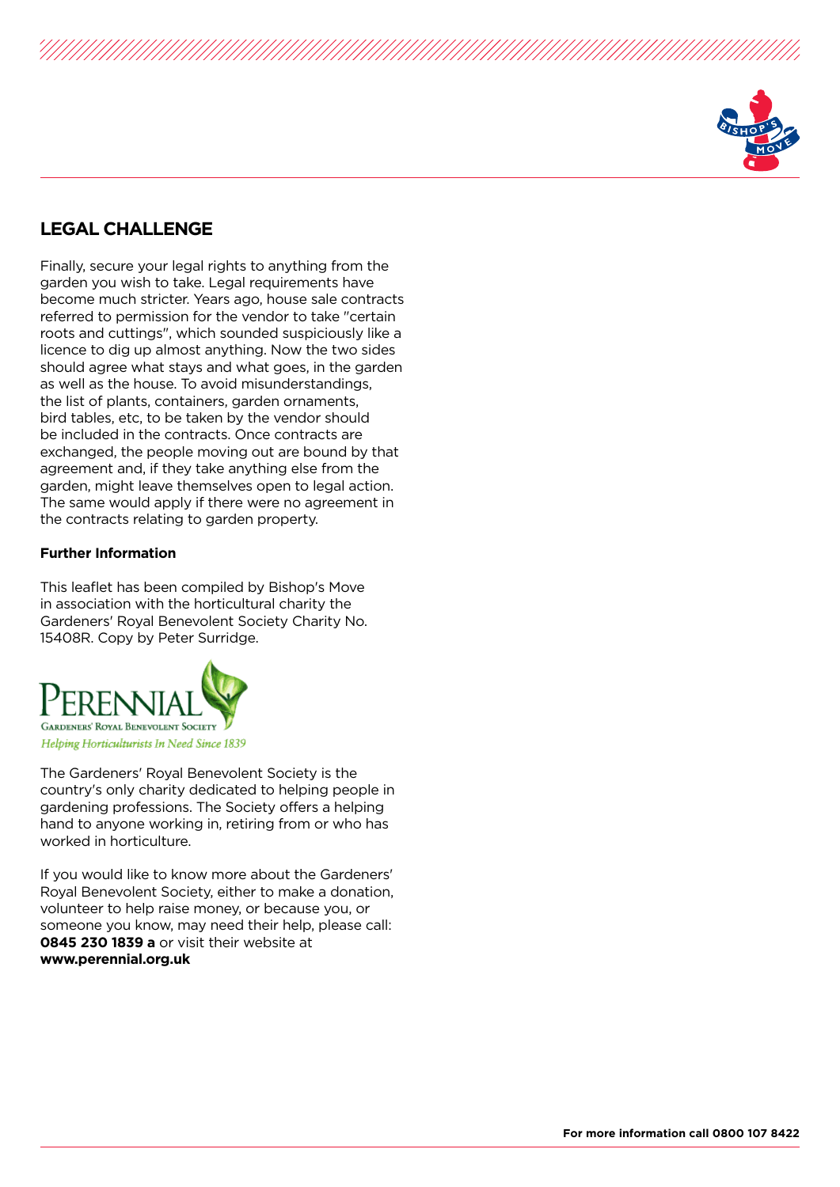## LEGAL CHALLENGE

Finally, secure your legal rights to anything from the garden you wish to take. Legal requirements have become much stricter. Years ago, house sale contracts referred to permission for the vendor to take "certain roots and cuttings", which sounded suspiciously like a licence to dig up almost anything. Now the two sides should agree what stays and what goes, in the garden as well as the house. To avoid misunderstandings, the list of plants, containers, garden ornaments, bird tables, etc, to be taken by the vendor should be included in the contracts. Once contracts are exchanged, the people moving out are bound by that agreement and, if they take anything else from the garden, might leave themselves open to legal action. The same would apply if there were no agreement in the contracts relating to garden property.

**Further Information**

This leaflet has been compiled by Bishop's Move in association with the horticultural charity the Gardeners' Royal Benevolent Society Charity No. 15408R. Copy by Peter Surridge.

PERENNIAL
Gardeners' Royal Benevolent Society
*Helping Horticulturists In Need Since 1839*

The Gardeners' Royal Benevolent Society is the country's only charity dedicated to helping people in gardening professions. The Society offers a helping hand to anyone working in, retiring from or who has worked in horticulture.

If you would like to know more about the Gardeners' Royal Benevolent Society, either to make a donation, volunteer to help raise money, or because you, or someone you know, may need their help, please call: **0845 230 1839 a** or visit their website at **www.perennial.org.uk**

**For more information call 0800 107 8422**